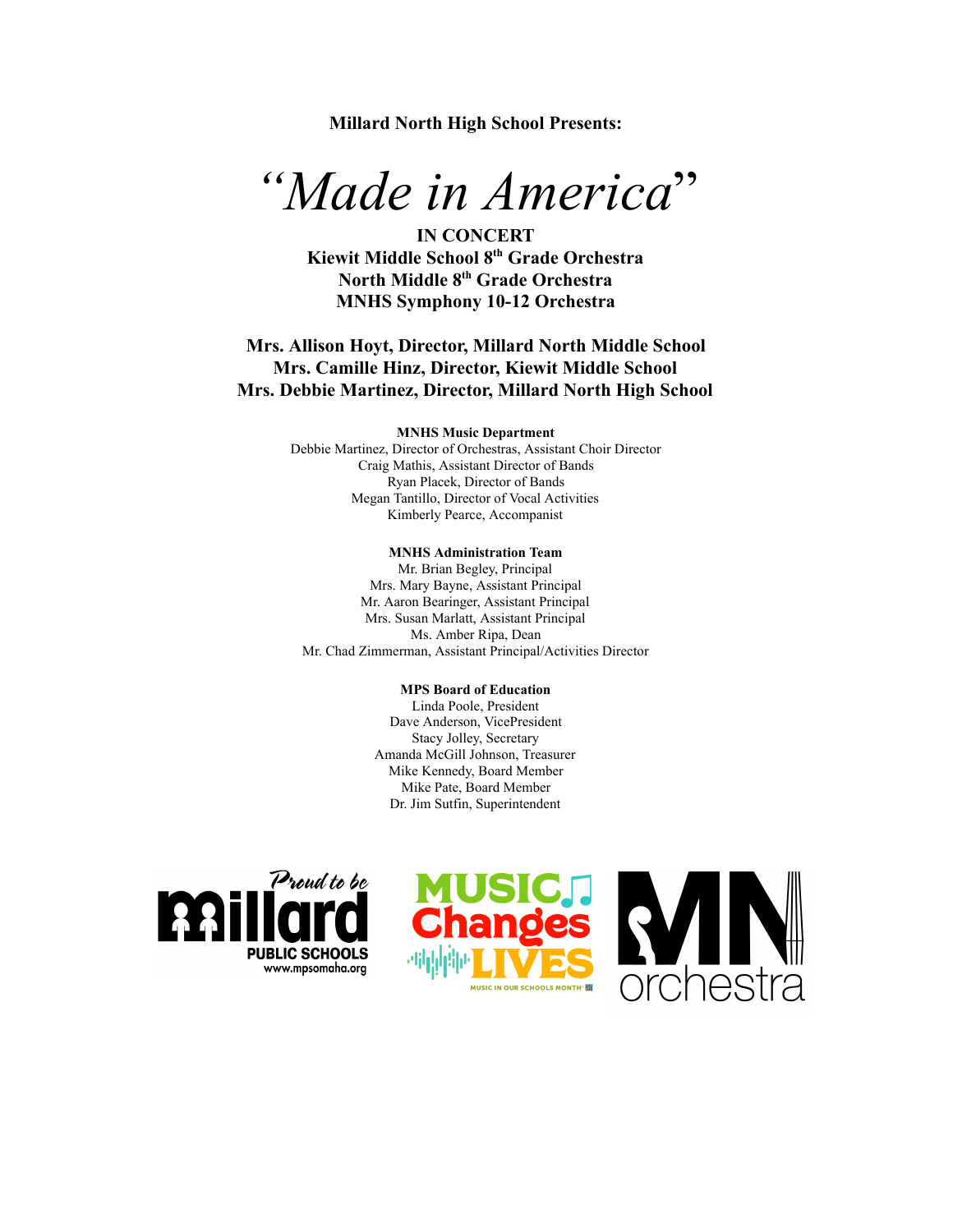**Millard North High School Presents:**

# *"Made in America"*

**IN CONCERT**
**Kiewit Middle School 8th Grade Orchestra**
**North Middle 8th Grade Orchestra**
**MNHS Symphony 10-12 Orchestra**

**Mrs. Allison Hoyt, Director, Millard North Middle School**
**Mrs. Camille Hinz, Director, Kiewit Middle School**
**Mrs. Debbie Martinez, Director, Millard North High School**

**MNHS Music Department**

Debbie Martinez, Director of Orchestras, Assistant Choir Director
Craig Mathis, Assistant Director of Bands
Ryan Placek, Director of Bands
Megan Tantillo, Director of Vocal Activities
Kimberly Pearce, Accompanist

**MNHS Administration Team**

Mr. Brian Begley, Principal
Mrs. Mary Bayne, Assistant Principal
Mr. Aaron Bearinger, Assistant Principal
Mrs. Susan Marlatt, Assistant Principal
Ms. Amber Ripa, Dean
Mr. Chad Zimmerman, Assistant Principal/Activities Director

**MPS Board of Education**

Linda Poole, President
Dave Anderson, VicePresident
Stacy Jolley, Secretary
Amanda McGill Johnson, Treasurer
Mike Kennedy, Board Member
Mike Pate, Board Member
Dr. Jim Sutfin, Superintendent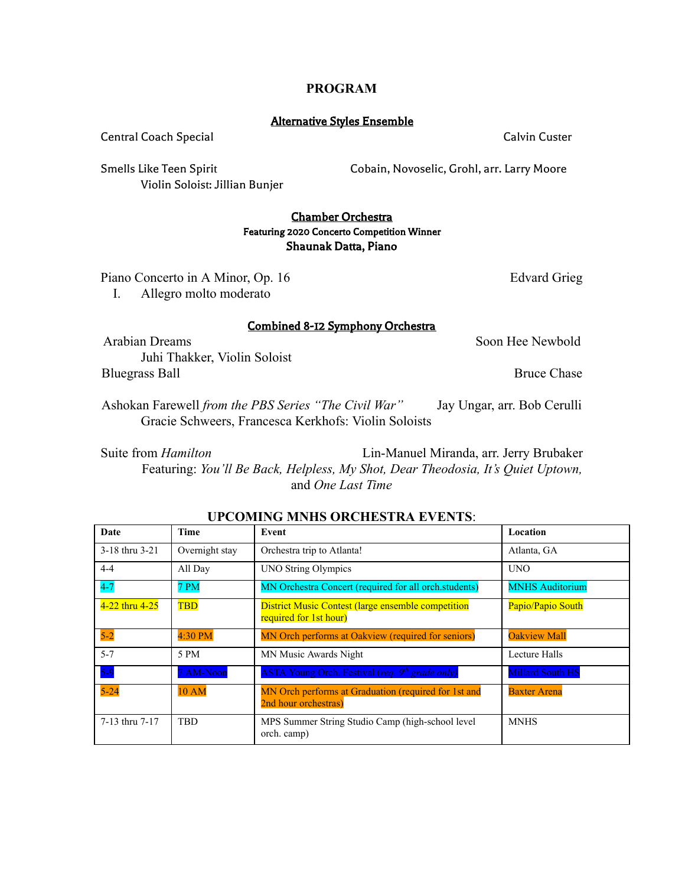# PROGRAM

## Alternative Styles Ensemble

Central Coach Special — Calvin Custer

Smells Like Teen Spirit — Cobain, Novoselic, Grohl, arr. Larry Moore
Violin Soloist: Jillian Bunjer

## Chamber Orchestra

**Featuring 2020 Concerto Competition Winner**
**Shaunak Datta, Piano**

Piano Concerto in A Minor, Op. 16 — Edvard Grieg
I. Allegro molto moderato

## Combined 8-12 Symphony Orchestra

Arabian Dreams — Soon Hee Newbold
Juhi Thakker, Violin Soloist

Bluegrass Ball — Bruce Chase

Ashokan Farewell *from the PBS Series "The Civil War"* — Jay Ungar, arr. Bob Cerulli
Gracie Schweers, Francesca Kerkhofs: Violin Soloists

Suite from *Hamilton* — Lin-Manuel Miranda, arr. Jerry Brubaker
Featuring: *You'll Be Back, Helpless, My Shot, Dear Theodosia, It's Quiet Uptown,* and *One Last Time*

## UPCOMING MNHS ORCHESTRA EVENTS:

| Date | Time | Event | Location |
|---|---|---|---|
| 3-18 thru 3-21 | Overnight stay | Orchestra trip to Atlanta! | Atlanta, GA |
| 4-4 | All Day | UNO String Olympics | UNO |
| 4-7 | 7 PM | MN Orchestra Concert (required for all orch.students) | MNHS Auditorium |
| 4-22 thru 4-25 | TBD | District Music Contest (large ensemble competition required for 1st hour) | Papio/Papio South |
| 5-2 | 4:30 PM | MN Orch performs at Oakview (required for seniors) | Oakview Mall |
| 5-7 | 5 PM | MN Music Awards Night | Lecture Halls |
| 5-9 | 7 AM-Noon | ASTA Young Orch. Festival (*req. 9th grade only*) | Millard South HS |
| 5-24 | 10 AM | MN Orch performs at Graduation (required for 1st and 2nd hour orchestras) | Baxter Arena |
| 7-13 thru 7-17 | TBD | MPS Summer String Studio Camp (high-school level orch. camp) | MNHS |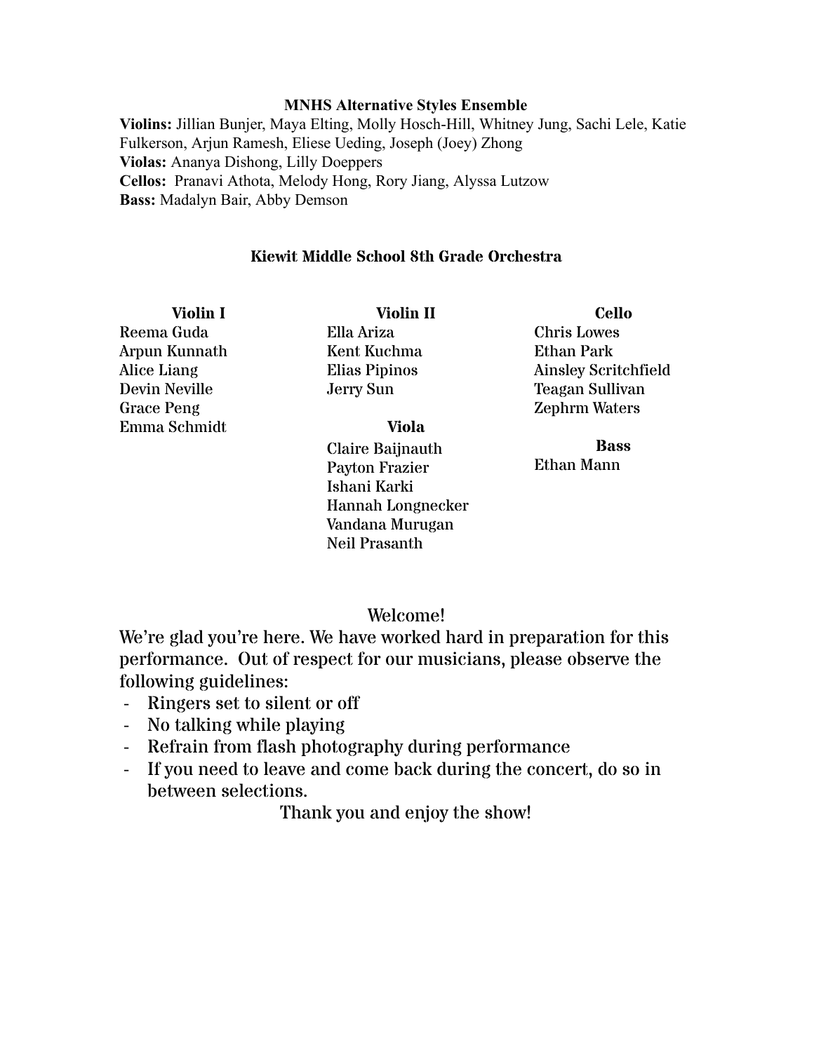## MNHS Alternative Styles Ensemble

**Violins:** Jillian Bunjer, Maya Elting, Molly Hosch-Hill, Whitney Jung, Sachi Lele, Katie Fulkerson, Arjun Ramesh, Eliese Ueding, Joseph (Joey) Zhong
**Violas:** Ananya Dishong, Lilly Doeppers
**Cellos:** Pranavi Athota, Melody Hong, Rory Jiang, Alyssa Lutzow
**Bass:** Madalyn Bair, Abby Demson

## Kiewit Middle School 8th Grade Orchestra

**Violin I**
Reema Guda
Arpun Kunnath
Alice Liang
Devin Neville
Grace Peng
Emma Schmidt

**Violin II**
Ella Ariza
Kent Kuchma
Elias Pipinos
Jerry Sun

**Viola**
Claire Baijnauth
Payton Frazier
Ishani Karki
Hannah Longnecker
Vandana Murugan
Neil Prasanth

**Cello**
Chris Lowes
Ethan Park
Ainsley Scritchfield
Teagan Sullivan
Zephrm Waters

**Bass**
Ethan Mann

Welcome!

We're glad you're here. We have worked hard in preparation for this performance. Out of respect for our musicians, please observe the following guidelines:

- Ringers set to silent or off
- No talking while playing
- Refrain from flash photography during performance
- If you need to leave and come back during the concert, do so in between selections.

Thank you and enjoy the show!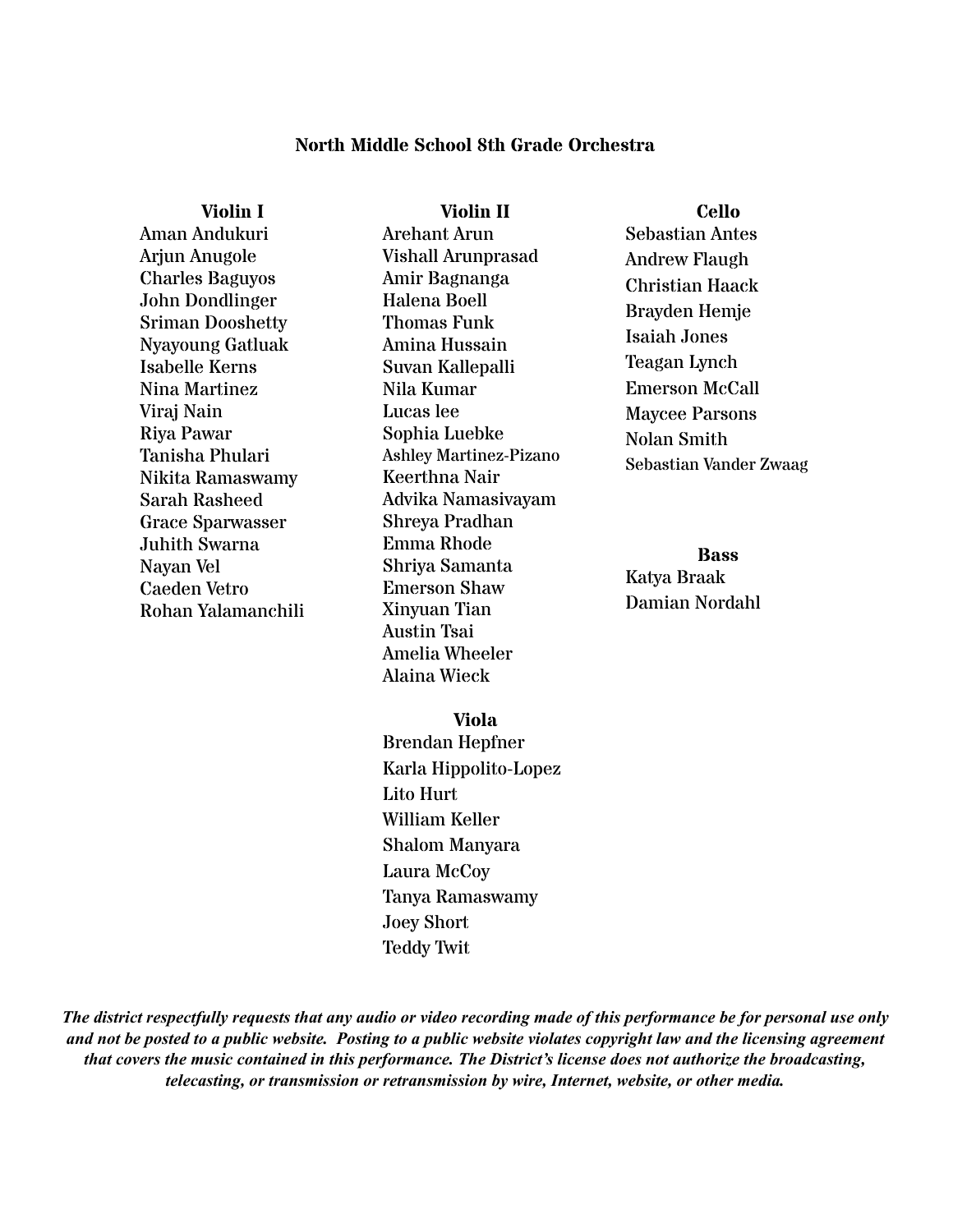## North Middle School 8th Grade Orchestra

### Violin I

Aman Andukuri
Arjun Anugole
Charles Baguyos
John Dondlinger
Sriman Dooshetty
Nyayoung Gatluak
Isabelle Kerns
Nina Martinez
Viraj Nain
Riya Pawar
Tanisha Phulari
Nikita Ramaswamy
Sarah Rasheed
Grace Sparwasser
Juhith Swarna
Nayan Vel
Caeden Vetro
Rohan Yalamanchili

### Violin II

Arehant Arun
Vishall Arunprasad
Amir Bagnanga
Halena Boell
Thomas Funk
Amina Hussain
Suvan Kallepalli
Nila Kumar
Lucas lee
Sophia Luebke
Ashley Martinez-Pizano
Keerthna Nair
Advika Namasivayam
Shreya Pradhan
Emma Rhode
Shriya Samanta
Emerson Shaw
Xinyuan Tian
Austin Tsai
Amelia Wheeler
Alaina Wieck

### Viola

Brendan Hepfner
Karla Hippolito-Lopez
Lito Hurt
William Keller
Shalom Manyara
Laura McCoy
Tanya Ramaswamy
Joey Short
Teddy Twit

### Cello

Sebastian Antes
Andrew Flaugh
Christian Haack
Brayden Hemje
Isaiah Jones
Teagan Lynch
Emerson McCall
Maycee Parsons
Nolan Smith
Sebastian Vander Zwaag

### Bass

Katya Braak
Damian Nordahl

***The district respectfully requests that any audio or video recording made of this performance be for personal use only and not be posted to a public website. Posting to a public website violates copyright law and the licensing agreement that covers the music contained in this performance. The District's license does not authorize the broadcasting, telecasting, or transmission or retransmission by wire, Internet, website, or other media.***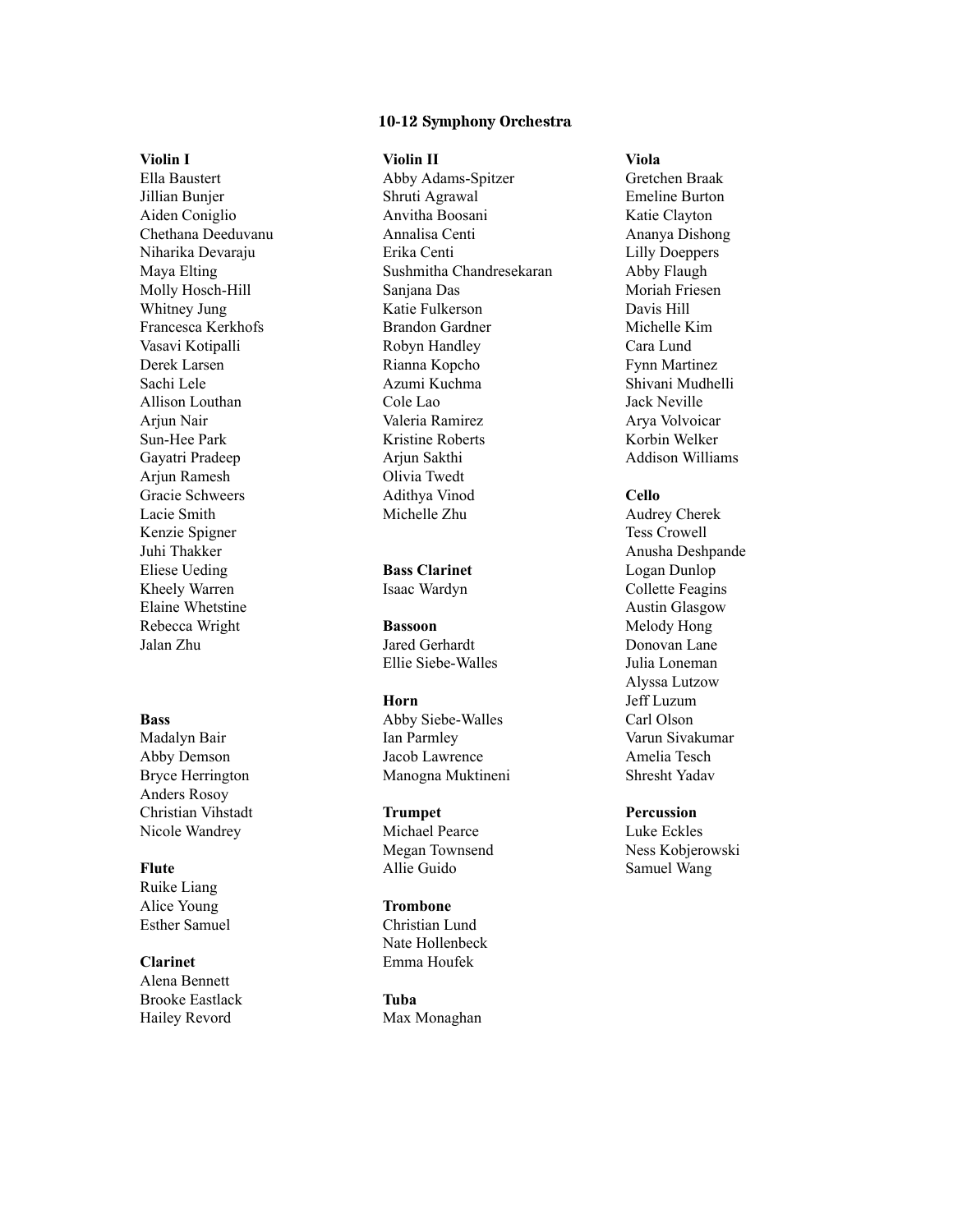## 10-12 Symphony Orchestra

**Violin I**
Ella Baustert
Jillian Bunjer
Aiden Coniglio
Chethana Deeduvanu
Niharika Devaraju
Maya Elting
Molly Hosch-Hill
Whitney Jung
Francesca Kerkhofs
Vasavi Kotipalli
Derek Larsen
Sachi Lele
Allison Louthan
Arjun Nair
Sun-Hee Park
Gayatri Pradeep
Arjun Ramesh
Gracie Schweers
Lacie Smith
Kenzie Spigner
Juhi Thakker
Eliese Ueding
Kheely Warren
Elaine Whetstine
Rebecca Wright
Jalan Zhu

**Bass**
Madalyn Bair
Abby Demson
Bryce Herrington
Anders Rosoy
Christian Vihstadt
Nicole Wandrey

**Flute**
Ruike Liang
Alice Young
Esther Samuel

**Clarinet**
Alena Bennett
Brooke Eastlack
Hailey Revord

**Violin II**
Abby Adams-Spitzer
Shruti Agrawal
Anvitha Boosani
Annalisa Centi
Erika Centi
Sushmitha Chandresekaran
Sanjana Das
Katie Fulkerson
Brandon Gardner
Robyn Handley
Rianna Kopcho
Azumi Kuchma
Cole Lao
Valeria Ramirez
Kristine Roberts
Arjun Sakthi
Olivia Twedt
Adithya Vinod
Michelle Zhu

**Bass Clarinet**
Isaac Wardyn

**Bassoon**
Jared Gerhardt
Ellie Siebe-Walles

**Horn**
Abby Siebe-Walles
Ian Parmley
Jacob Lawrence
Manogna Muktineni

**Trumpet**
Michael Pearce
Megan Townsend
Allie Guido

**Trombone**
Christian Lund
Nate Hollenbeck
Emma Houfek

**Tuba**
Max Monaghan

**Viola**
Gretchen Braak
Emeline Burton
Katie Clayton
Ananya Dishong
Lilly Doeppers
Abby Flaugh
Moriah Friesen
Davis Hill
Michelle Kim
Cara Lund
Fynn Martinez
Shivani Mudhelli
Jack Neville
Arya Volvoicar
Korbin Welker
Addison Williams

**Cello**
Audrey Cherek
Tess Crowell
Anusha Deshpande
Logan Dunlop
Collette Feagins
Austin Glasgow
Melody Hong
Donovan Lane
Julia Loneman
Alyssa Lutzow
Jeff Luzum
Carl Olson
Varun Sivakumar
Amelia Tesch
Shresht Yadav

**Percussion**
Luke Eckles
Ness Kobjerowski
Samuel Wang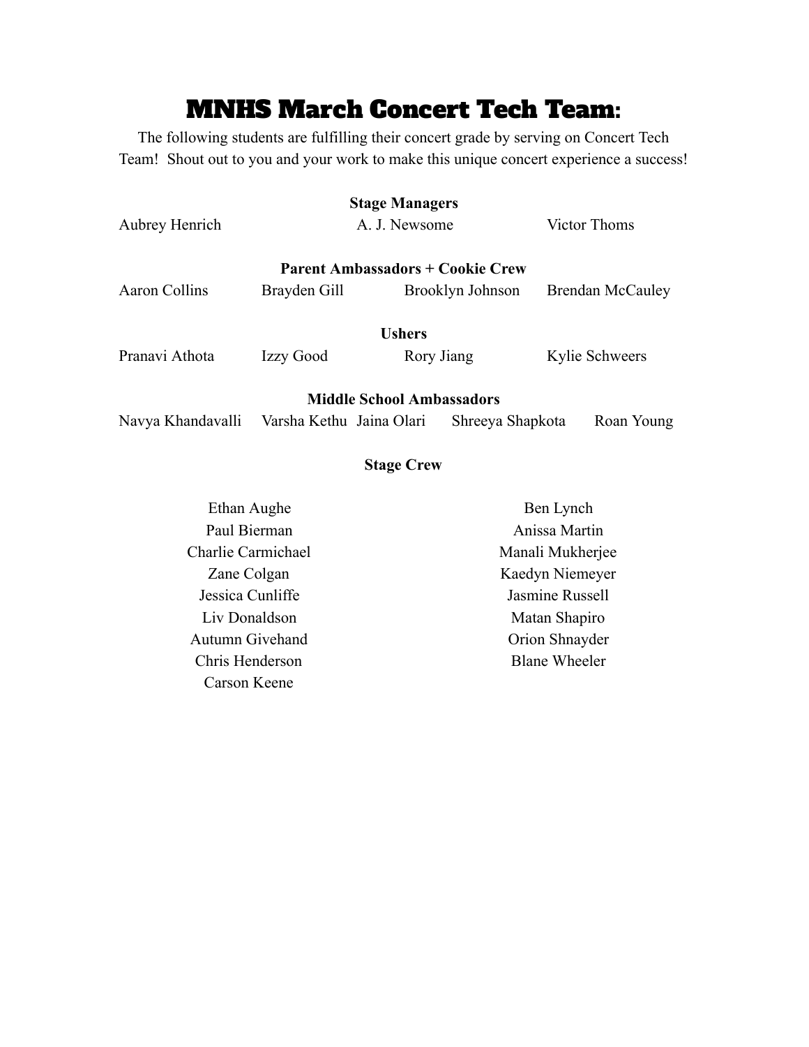# MNHS March Concert Tech Team:

The following students are fulfilling their concert grade by serving on Concert Tech Team! Shout out to you and your work to make this unique concert experience a success!

**Stage Managers**

Aubrey Henrich    A. J. Newsome    Victor Thoms

**Parent Ambassadors + Cookie Crew**

Aaron Collins    Brayden Gill    Brooklyn Johnson    Brendan McCauley

**Ushers**

Pranavi Athota    Izzy Good    Rory Jiang    Kylie Schweers

**Middle School Ambassadors**

Navya Khandavalli    Varsha Kethu    Jaina Olari    Shreeya Shapkota    Roan Young

**Stage Crew**

Ethan Aughe
Paul Bierman
Charlie Carmichael
Zane Colgan
Jessica Cunliffe
Liv Donaldson
Autumn Givehand
Chris Henderson
Carson Keene
Ben Lynch
Anissa Martin
Manali Mukherjee
Kaedyn Niemeyer
Jasmine Russell
Matan Shapiro
Orion Shnayder
Blane Wheeler